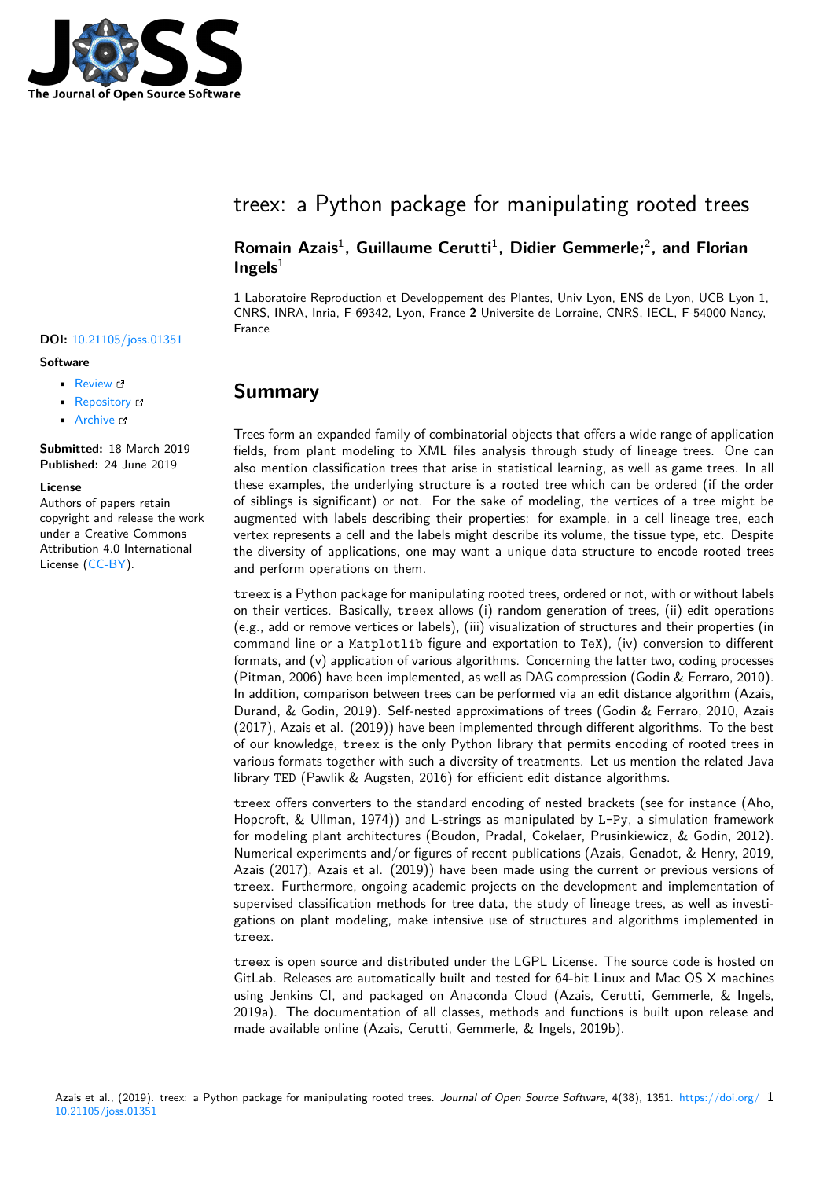# treex: a Python package for manipulating rooted trees

**Romain Azais**[1], **Guillaume Cerutti**[1], **Didier Gemmerle;**[2], **and Florian Ingels**[1]

**1** Laboratoire Reproduction et Developpement des Plantes, Univ Lyon, ENS de Lyon, UCB Lyon 1, CNRS, INRA, Inria, F-69342, Lyon, France **2** Universite de Lorraine, CNRS, IECL, F-54000 Nancy, France

**DOI:** 10.21105/joss.01351

**Software**

- Review
- Repository
- Archive

**Submitted:** 18 March 2019
**Published:** 24 June 2019

**License**
Authors of papers retain copyright and release the work under a Creative Commons Attribution 4.0 International License (CC-BY).

## Summary

Trees form an expanded family of combinatorial objects that offers a wide range of application fields, from plant modeling to XML files analysis through study of lineage trees. One can also mention classification trees that arise in statistical learning, as well as game trees. In all these examples, the underlying structure is a rooted tree which can be ordered (if the order of siblings is significant) or not. For the sake of modeling, the vertices of a tree might be augmented with labels describing their properties: for example, in a cell lineage tree, each vertex represents a cell and the labels might describe its volume, the tissue type, etc. Despite the diversity of applications, one may want a unique data structure to encode rooted trees and perform operations on them.

`treex` is a Python package for manipulating rooted trees, ordered or not, with or without labels on their vertices. Basically, `treex` allows (i) random generation of trees, (ii) edit operations (e.g., add or remove vertices or labels), (iii) visualization of structures and their properties (in command line or a `Matplotlib` figure and exportation to `TeX`), (iv) conversion to different formats, and (v) application of various algorithms. Concerning the latter two, coding processes (Pitman, 2006) have been implemented, as well as DAG compression (Godin & Ferraro, 2010). In addition, comparison between trees can be performed via an edit distance algorithm (Azais, Durand, & Godin, 2019). Self-nested approximations of trees (Godin & Ferraro, 2010, Azais (2017), Azais et al. (2019)) have been implemented through different algorithms. To the best of our knowledge, `treex` is the only Python library that permits encoding of rooted trees in various formats together with such a diversity of treatments. Let us mention the related Java library `TED` (Pawlik & Augsten, 2016) for efficient edit distance algorithms.

`treex` offers converters to the standard encoding of nested brackets (see for instance (Aho, Hopcroft, & Ullman, 1974)) and L-strings as manipulated by `L-Py`, a simulation framework for modeling plant architectures (Boudon, Pradal, Cokelaer, Prusinkiewicz, & Godin, 2012). Numerical experiments and/or figures of recent publications (Azais, Genadot, & Henry, 2019, Azais (2017), Azais et al. (2019)) have been made using the current or previous versions of `treex`. Furthermore, ongoing academic projects on the development and implementation of supervised classification methods for tree data, the study of lineage trees, as well as investigations on plant modeling, make intensive use of structures and algorithms implemented in `treex`.

`treex` is open source and distributed under the LGPL License. The source code is hosted on GitLab. Releases are automatically built and tested for 64-bit Linux and Mac OS X machines using Jenkins CI, and packaged on Anaconda Cloud (Azais, Cerutti, Gemmerle, & Ingels, 2019a). The documentation of all classes, methods and functions is built upon release and made available online (Azais, Cerutti, Gemmerle, & Ingels, 2019b).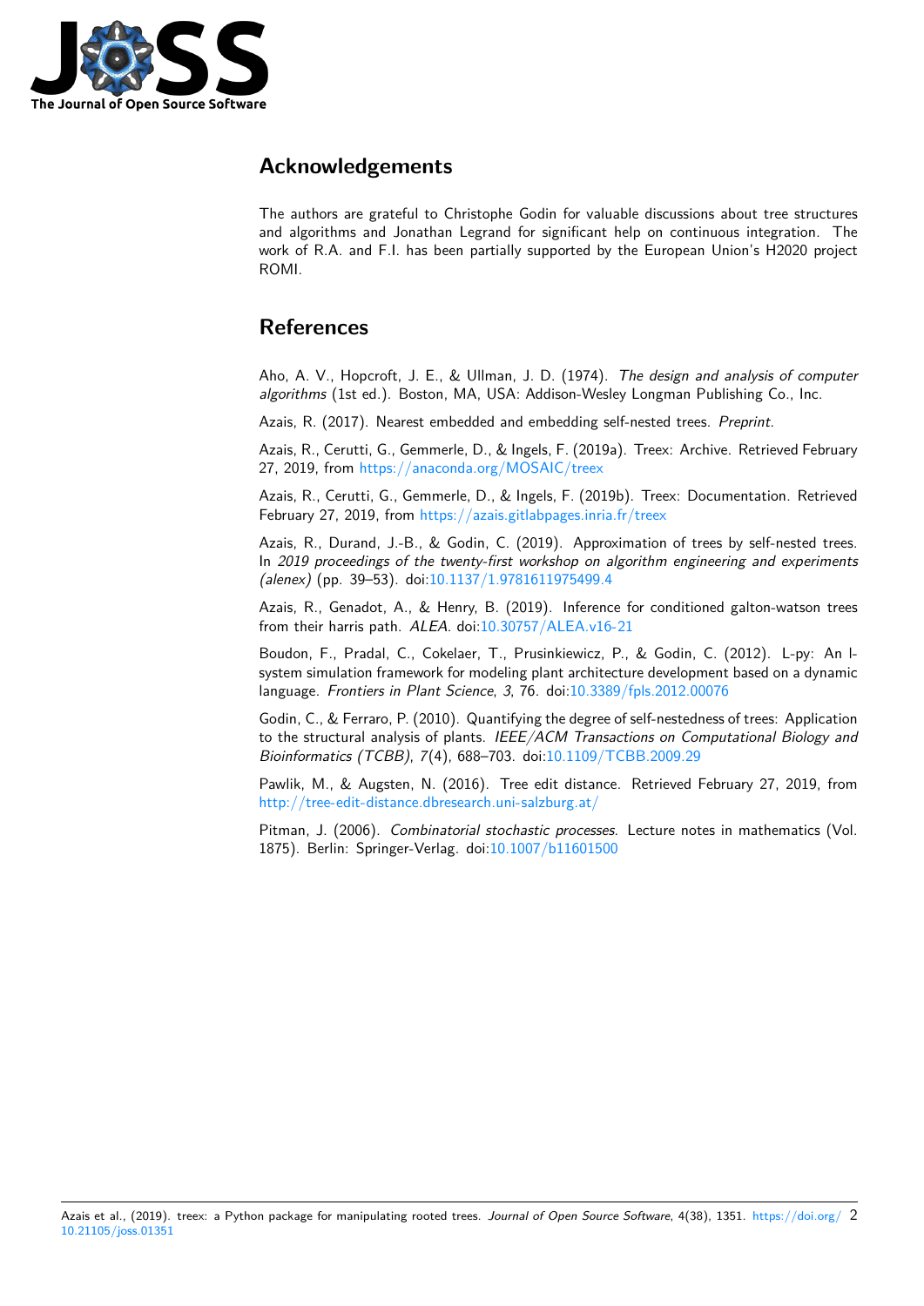## Acknowledgements

The authors are grateful to Christophe Godin for valuable discussions about tree structures and algorithms and Jonathan Legrand for significant help on continuous integration. The work of R.A. and F.I. has been partially supported by the European Union's H2020 project ROMI.

## References

Aho, A. V., Hopcroft, J. E., & Ullman, J. D. (1974). *The design and analysis of computer algorithms* (1st ed.). Boston, MA, USA: Addison-Wesley Longman Publishing Co., Inc.

Azais, R. (2017). Nearest embedded and embedding self-nested trees. *Preprint*.

Azais, R., Cerutti, G., Gemmerle, D., & Ingels, F. (2019a). Treex: Archive. Retrieved February 27, 2019, from https://anaconda.org/MOSAIC/treex

Azais, R., Cerutti, G., Gemmerle, D., & Ingels, F. (2019b). Treex: Documentation. Retrieved February 27, 2019, from https://azais.gitlabpages.inria.fr/treex

Azais, R., Durand, J.-B., & Godin, C. (2019). Approximation of trees by self-nested trees. In *2019 proceedings of the twenty-first workshop on algorithm engineering and experiments (alenex)* (pp. 39–53). doi:10.1137/1.9781611975499.4

Azais, R., Genadot, A., & Henry, B. (2019). Inference for conditioned galton-watson trees from their harris path. *ALEA*. doi:10.30757/ALEA.v16-21

Boudon, F., Pradal, C., Cokelaer, T., Prusinkiewicz, P., & Godin, C. (2012). L-py: An l-system simulation framework for modeling plant architecture development based on a dynamic language. *Frontiers in Plant Science*, *3*, 76. doi:10.3389/fpls.2012.00076

Godin, C., & Ferraro, P. (2010). Quantifying the degree of self-nestedness of trees: Application to the structural analysis of plants. *IEEE/ACM Transactions on Computational Biology and Bioinformatics (TCBB)*, *7*(4), 688–703. doi:10.1109/TCBB.2009.29

Pawlik, M., & Augsten, N. (2016). Tree edit distance. Retrieved February 27, 2019, from http://tree-edit-distance.dbresearch.uni-salzburg.at/

Pitman, J. (2006). *Combinatorial stochastic processes*. Lecture notes in mathematics (Vol. 1875). Berlin: Springer-Verlag. doi:10.1007/b11601500